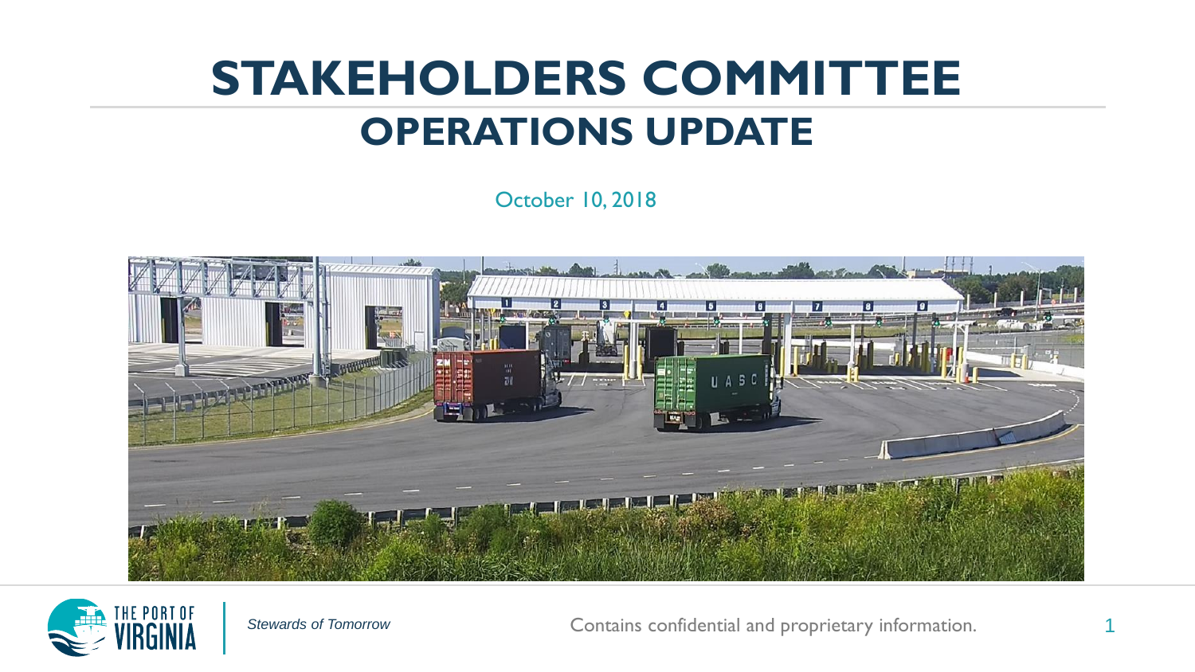# STAKEHOLDERS COMMITTEE

## OPERATIONS UPDATE

October 10, 2018

*Stewards of Tomorrow*

Contains confidential and proprietary information.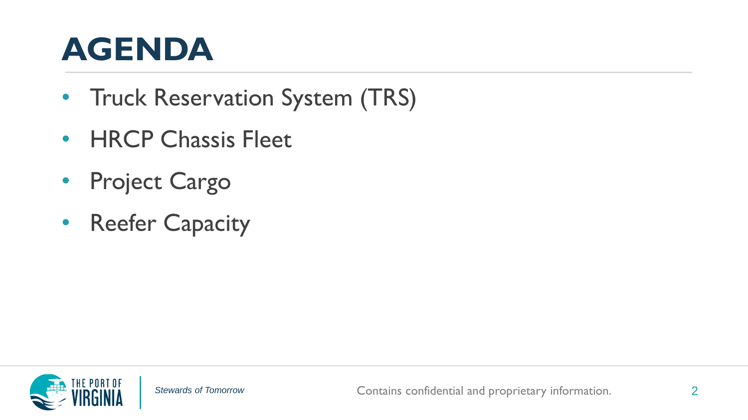# AGENDA

- Truck Reservation System (TRS)
- HRCP Chassis Fleet
- Project Cargo
- Reefer Capacity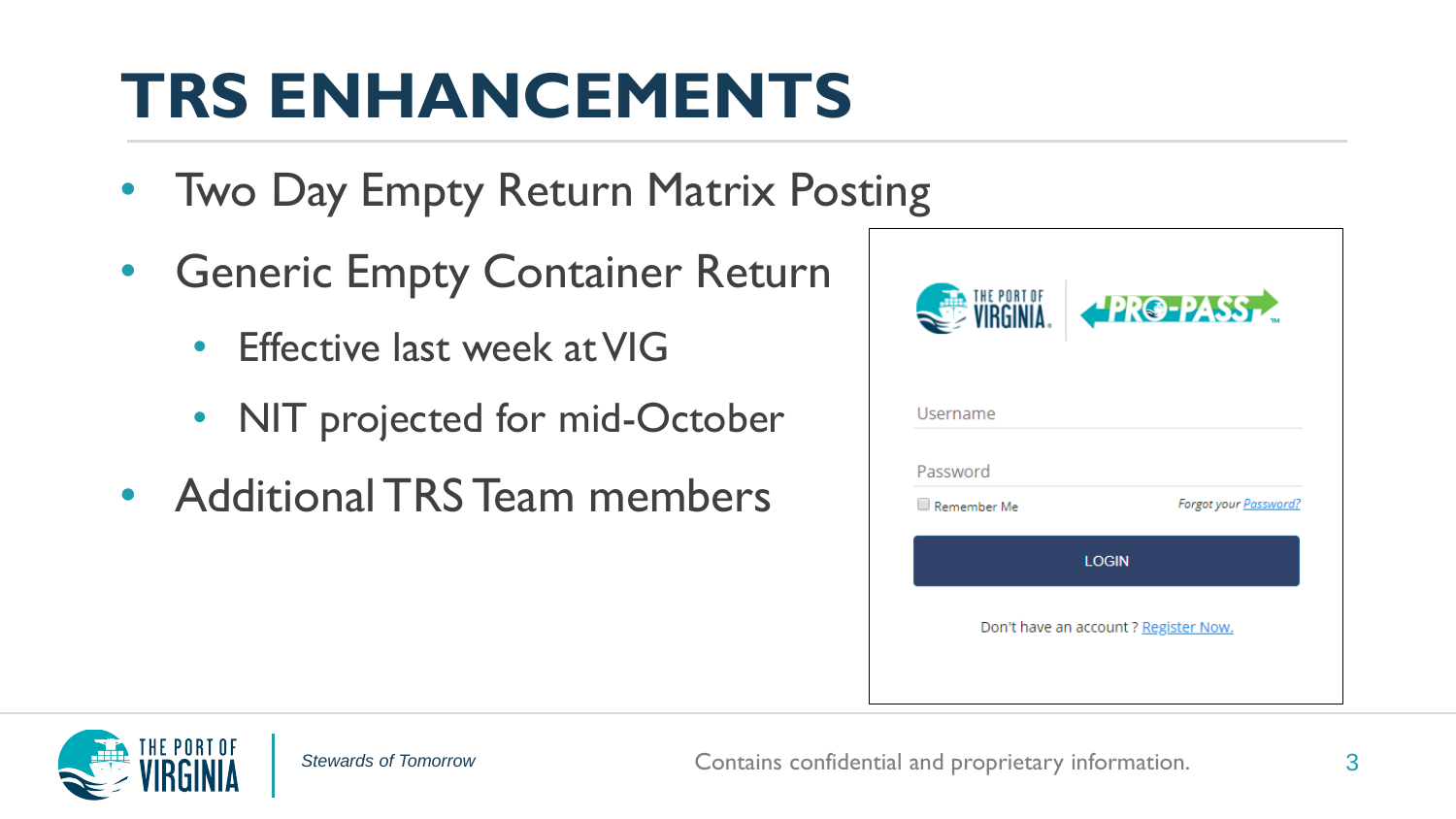# TRS ENHANCEMENTS

- Two Day Empty Return Matrix Posting
- Generic Empty Container Return
  - Effective last week at VIG
  - NIT projected for mid-October
- Additional TRS Team members

Username

Password

Remember Me

Forgot your Password?

LOGIN

Don't have an account ? Register Now.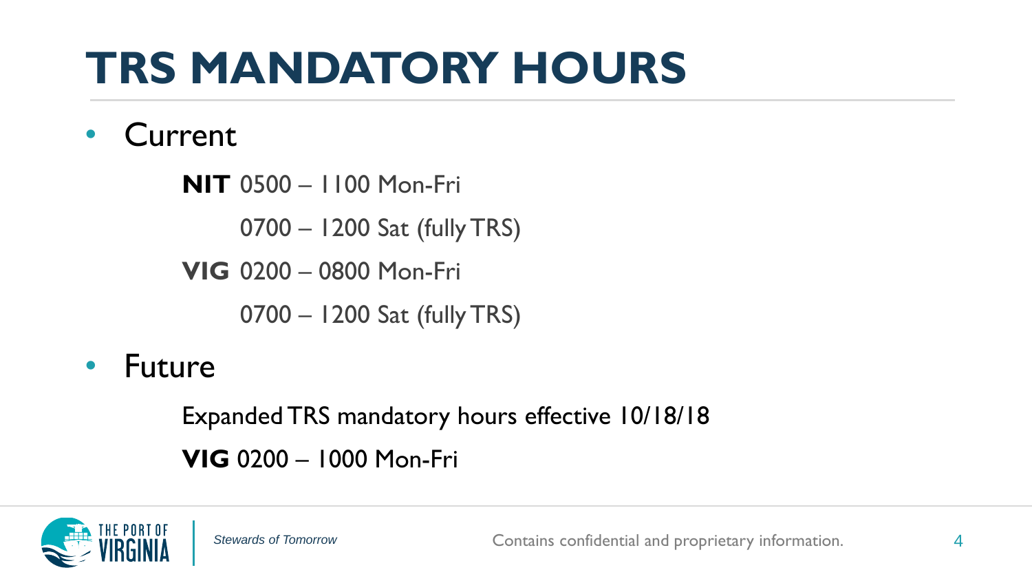# TRS MANDATORY HOURS

- Current

  **NIT** 0500 – 1100 Mon-Fri

  0700 – 1200 Sat (fully TRS)

  **VIG** 0200 – 0800 Mon-Fri

  0700 – 1200 Sat (fully TRS)

- Future

  Expanded TRS mandatory hours effective 10/18/18

  **VIG** 0200 – 1000 Mon-Fri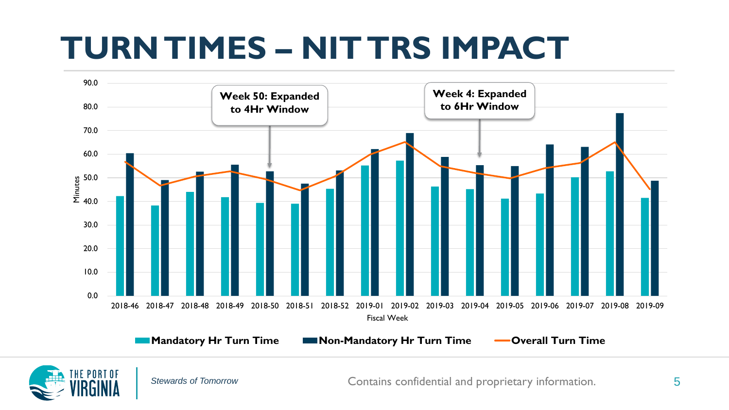# TURN TIMES – NIT TRS IMPACT

Week 50: Expanded to 4Hr Window

Week 4: Expanded to 6Hr Window

Minutes: 0.0, 10.0, 20.0, 30.0, 40.0, 50.0, 60.0, 70.0, 80.0, 90.0

Fiscal Week: 2018-46, 2018-47, 2018-48, 2018-49, 2018-50, 2018-51, 2018-52, 2019-01, 2019-02, 2019-03, 2019-04, 2019-05, 2019-06, 2019-07, 2019-08, 2019-09

**Mandatory Hr Turn Time** **Non-Mandatory Hr Turn Time** **Overall Turn Time**

*Stewards of Tomorrow*

Contains confidential and proprietary information.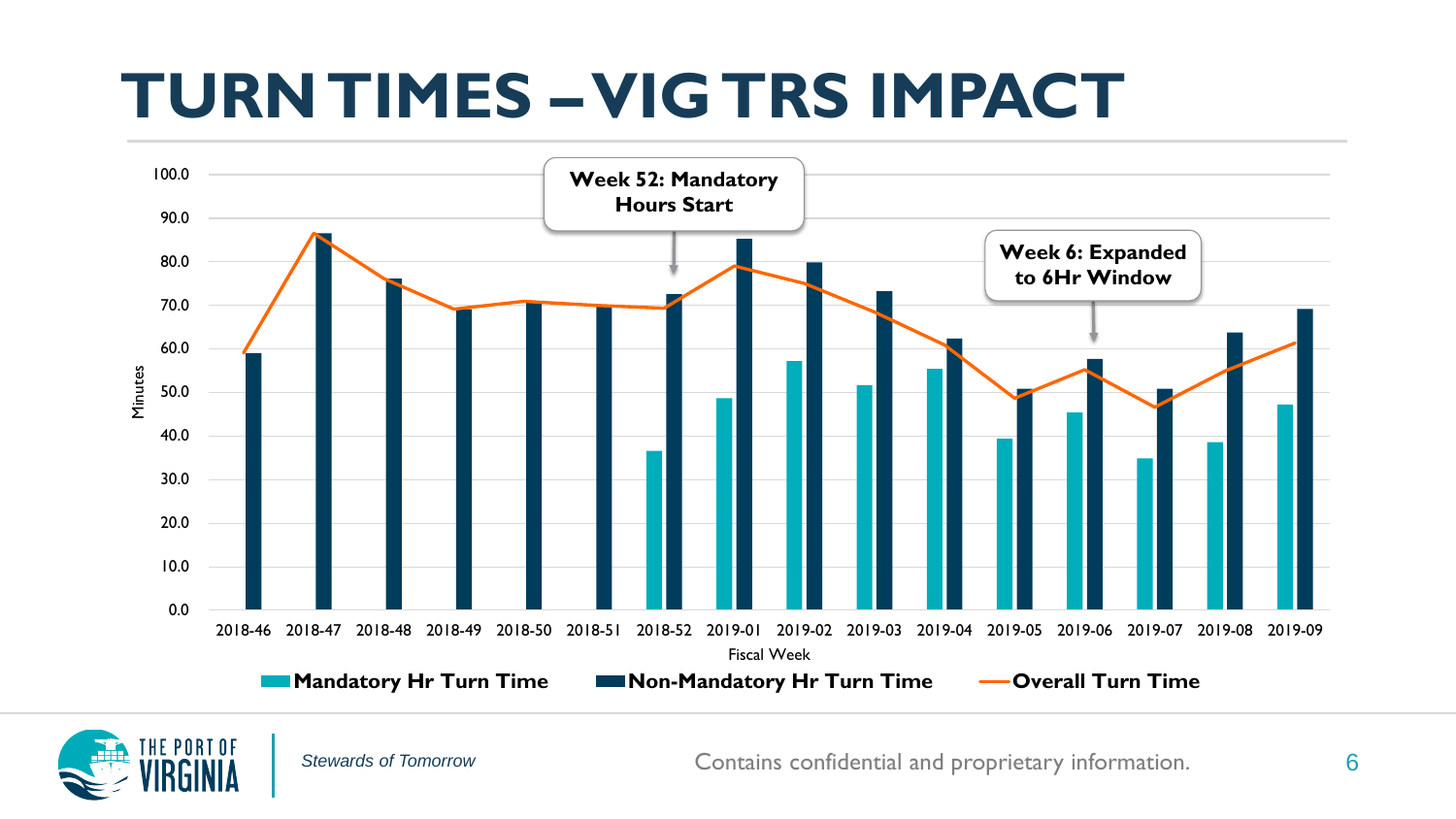# TURN TIMES – VIG TRS IMPACT

Week 52: Mandatory Hours Start

Week 6: Expanded to 6Hr Window

Minutes

Fiscal Week

2018-46, 2018-47, 2018-48, 2018-49, 2018-50, 2018-51, 2018-52, 2019-01, 2019-02, 2019-03, 2019-04, 2019-05, 2019-06, 2019-07, 2019-08, 2019-09

**Mandatory Hr Turn Time** | **Non-Mandatory Hr Turn Time** | **Overall Turn Time**

*Stewards of Tomorrow*

Contains confidential and proprietary information.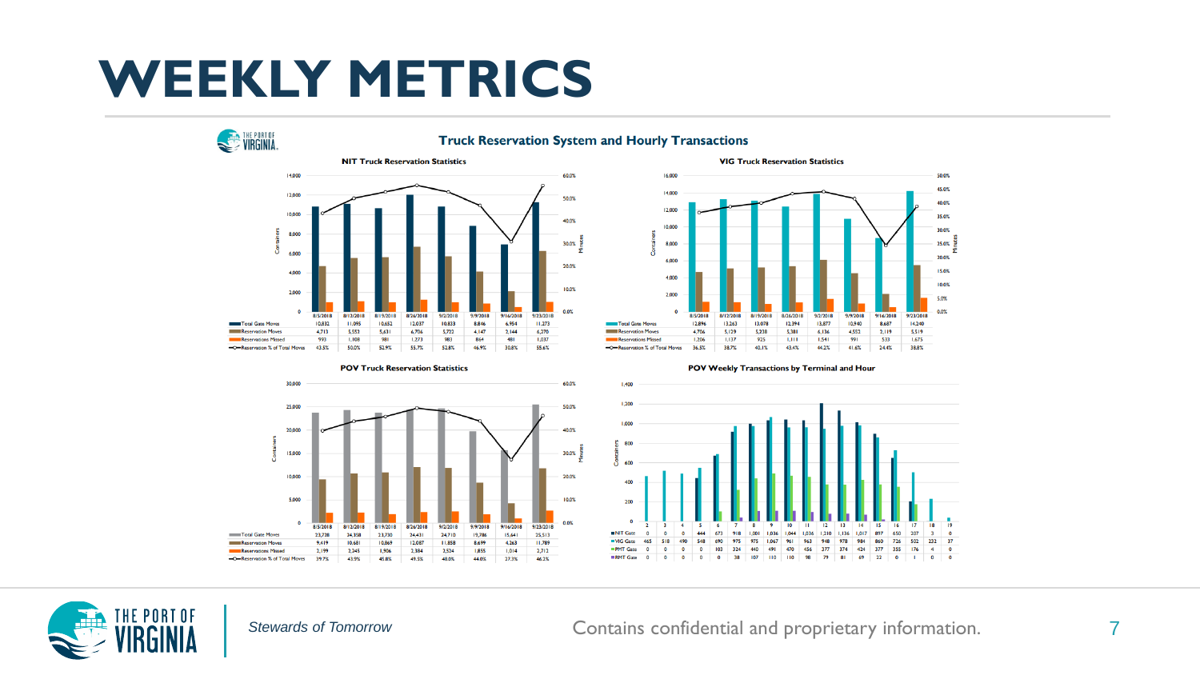# WEEKLY METRICS

## Truck Reservation System and Hourly Transactions

### NIT Truck Reservation Statistics

| | 8/5/2018 | 8/12/2018 | 8/19/2018 | 8/26/2018 | 9/2/2018 | 9/9/2018 | 9/16/2018 | 9/23/2018 |
|---|---|---|---|---|---|---|---|---|
| Total Gate Moves | 10,832 | 11,095 | 10,652 | 12,037 | 10,833 | 8,846 | 6,954 | 11,273 |
| Reservation Moves | 4,713 | 5,553 | 5,631 | 6,706 | 5,722 | 4,147 | 2,144 | 6,270 |
| Reservations Missed | 993 | 1,108 | 981 | 1,273 | 983 | 864 | 481 | 1,037 |
| Reservation % of Total Moves | 43.5% | 50.0% | 52.9% | 55.7% | 52.8% | 46.9% | 30.8% | 55.6% |

### VIG Truck Reservation Statistics

| | 8/5/2018 | 8/12/2018 | 8/19/2018 | 8/26/2018 | 9/2/2018 | 9/9/2018 | 9/16/2018 | 9/23/2018 |
|---|---|---|---|---|---|---|---|---|
| Total Gate Moves | 12,896 | 13,263 | 13,078 | 12,394 | 13,877 | 10,940 | 8,687 | 14,240 |
| Reservation Moves | 4,706 | 5,129 | 5,238 | 5,381 | 6,136 | 4,552 | 2,119 | 5,519 |
| Reservations Missed | 1,206 | 1,137 | 925 | 1,111 | 1,541 | 991 | 533 | 1,675 |
| Reservation % of Total Moves | 36.5% | 38.7% | 40.1% | 43.4% | 44.2% | 41.6% | 24.4% | 38.8% |

### POV Truck Reservation Statistics

| | 8/5/2018 | 8/12/2018 | 8/19/2018 | 8/26/2018 | 9/2/2018 | 9/9/2018 | 9/16/2018 | 9/23/2018 |
|---|---|---|---|---|---|---|---|---|
| Total Gate Moves | 23,728 | 24,358 | 23,730 | 24,431 | 24,710 | 19,786 | 15,641 | 25,513 |
| Reservation Moves | 9,419 | 10,681 | 10,869 | 12,087 | 11,858 | 8,699 | 4,263 | 11,789 |
| Reservations Missed | 2,199 | 2,245 | 1,906 | 2,384 | 2,524 | 1,855 | 1,014 | 2,712 |
| Reservation % of Total Moves | 39.7% | 43.9% | 45.8% | 49.5% | 48.0% | 44.0% | 27.3% | 46.2% |

### POV Weekly Transactions by Terminal and Hour

| | 2 | 3 | 4 | 5 | 6 | 7 | 8 | 9 | 10 | 11 | 12 | 13 | 14 | 15 | 16 | 17 | 18 | 19 |
|---|---|---|---|---|---|---|---|---|---|---|---|---|---|---|---|---|---|---|
| NIT Gate | 0 | 0 | 0 | 444 | 673 | 918 | 1,001 | 1,036 | 1,044 | 1,036 | 1,210 | 1,136 | 1,017 | 897 | 650 | 207 | 3 | 0 |
| VIG Gate | 465 | 518 | 490 | 548 | 690 | 975 | 975 | 1,067 | 961 | 963 | 948 | 978 | 984 | 860 | 726 | 502 | 232 | 37 |
| PMT Gate | 0 | 0 | 0 | 0 | 103 | 324 | 440 | 491 | 470 | 456 | 377 | 374 | 424 | 377 | 355 | 176 | 4 | 0 |
| RMT Gate | 0 | 0 | 0 | 0 | 0 | 38 | 107 | 110 | 110 | 98 | 79 | 81 | 69 | 22 | 6 | 1 | 0 | 0 |

*Stewards of Tomorrow*

Contains confidential and proprietary information.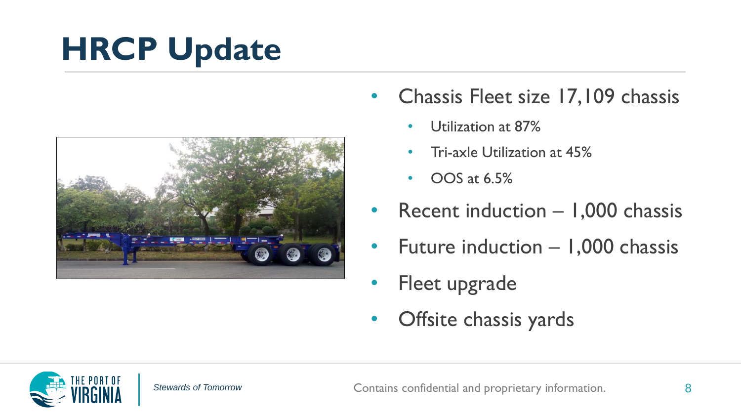# HRCP Update

- Chassis Fleet size 17,109 chassis
  - Utilization at 87%
  - Tri-axle Utilization at 45%
  - OOS at 6.5%
- Recent induction – 1,000 chassis
- Future induction – 1,000 chassis
- Fleet upgrade
- Offsite chassis yards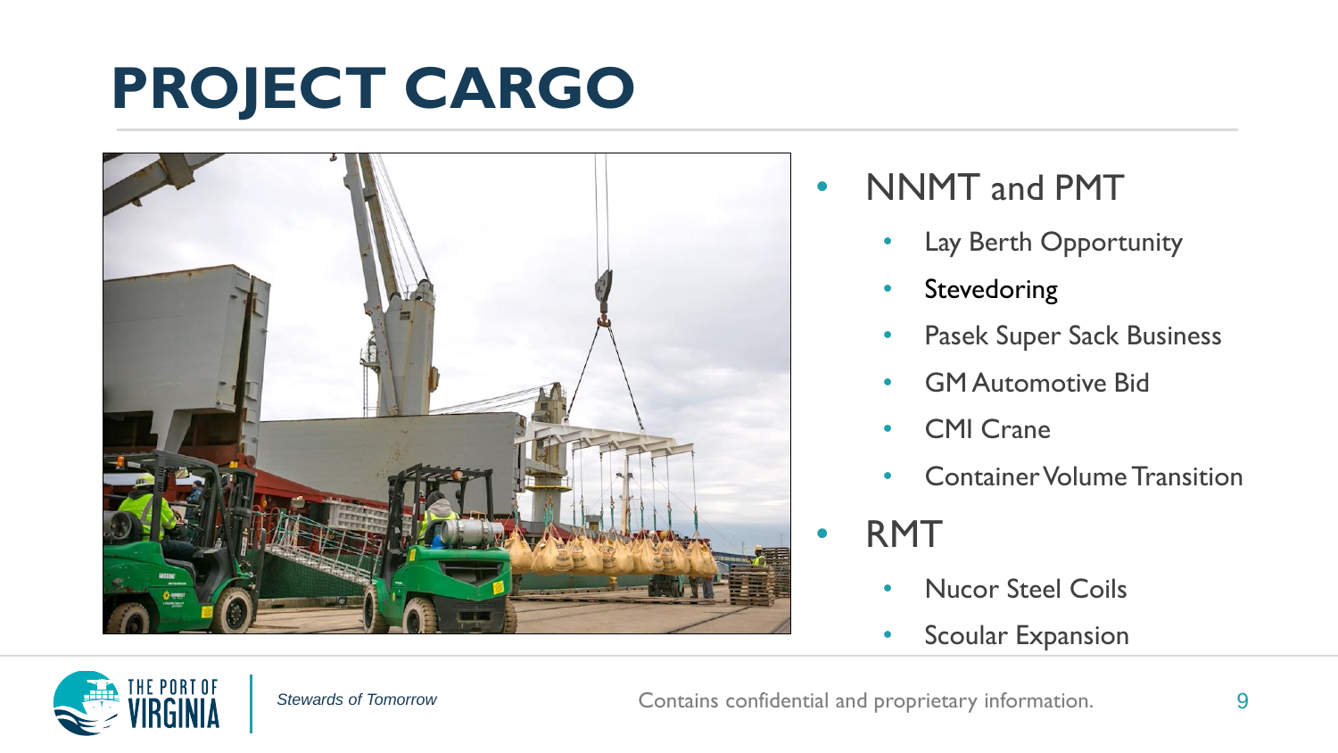# PROJECT CARGO

- NNMT and PMT
  - Lay Berth Opportunity
  - Stevedoring
  - Pasek Super Sack Business
  - GM Automotive Bid
  - CMI Crane
  - Container Volume Transition
- RMT
  - Nucor Steel Coils
  - Scoular Expansion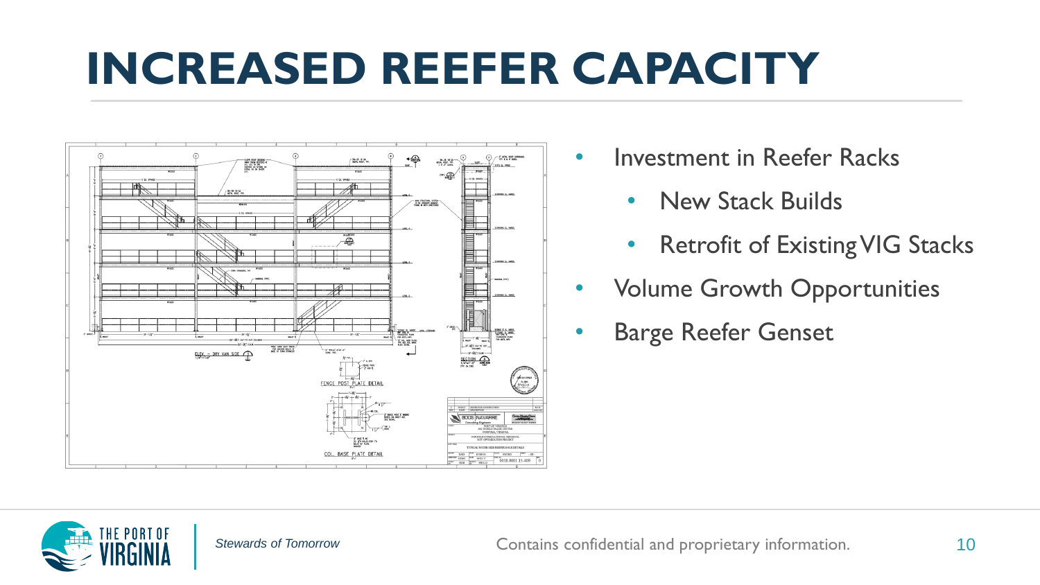# INCREASED REEFER CAPACITY

- Investment in Reefer Racks
  - New Stack Builds
  - Retrofit of Existing VIG Stacks
- Volume Growth Opportunities
- Barge Reefer Genset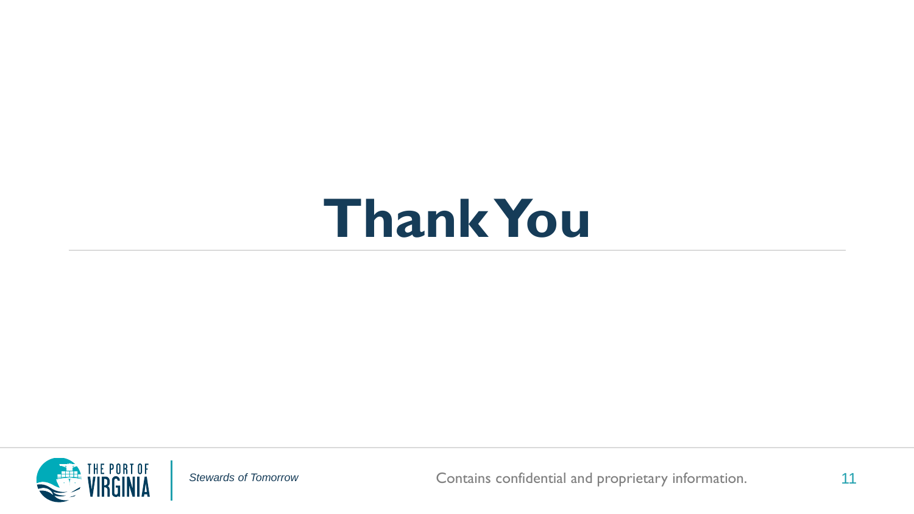# Thank You